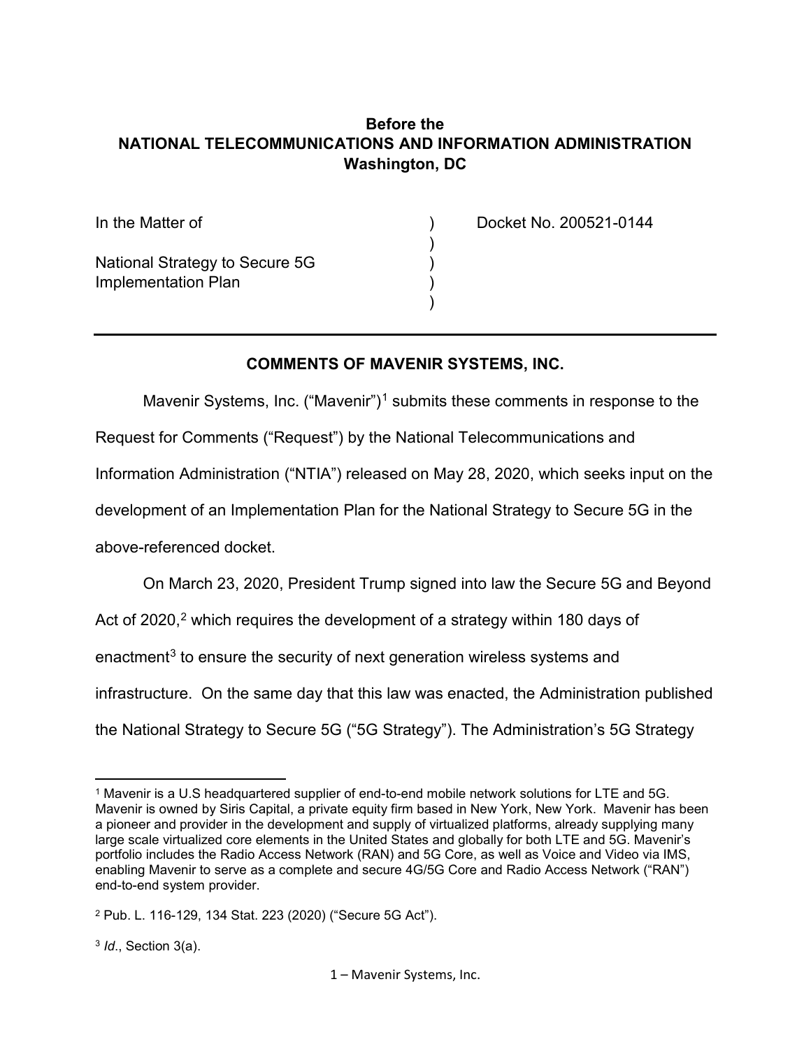**Before the**
**NATIONAL TELECOMMUNICATIONS AND INFORMATION ADMINISTRATION**
**Washington, DC**

| | | |
|---|---|---|
| In the Matter of | ) | Docket No. 200521-0144 |
| | ) | |
| National Strategy to Secure 5G Implementation Plan | ) | |
| | ) | |
| | ) | |

---

## COMMENTS OF MAVENIR SYSTEMS, INC.

Mavenir Systems, Inc. ("Mavenir")[1] submits these comments in response to the Request for Comments ("Request") by the National Telecommunications and Information Administration ("NTIA") released on May 28, 2020, which seeks input on the development of an Implementation Plan for the National Strategy to Secure 5G in the above-referenced docket.

On March 23, 2020, President Trump signed into law the Secure 5G and Beyond Act of 2020,[2] which requires the development of a strategy within 180 days of enactment[3] to ensure the security of next generation wireless systems and infrastructure. On the same day that this law was enacted, the Administration published the National Strategy to Secure 5G ("5G Strategy"). The Administration's 5G Strategy

---

[1] Mavenir is a U.S headquartered supplier of end-to-end mobile network solutions for LTE and 5G. Mavenir is owned by Siris Capital, a private equity firm based in New York, New York. Mavenir has been a pioneer and provider in the development and supply of virtualized platforms, already supplying many large scale virtualized core elements in the United States and globally for both LTE and 5G. Mavenir's portfolio includes the Radio Access Network (RAN) and 5G Core, as well as Voice and Video via IMS, enabling Mavenir to serve as a complete and secure 4G/5G Core and Radio Access Network ("RAN") end-to-end system provider.

[2] Pub. L. 116-129, 134 Stat. 223 (2020) ("Secure 5G Act").

[3] *Id*., Section 3(a).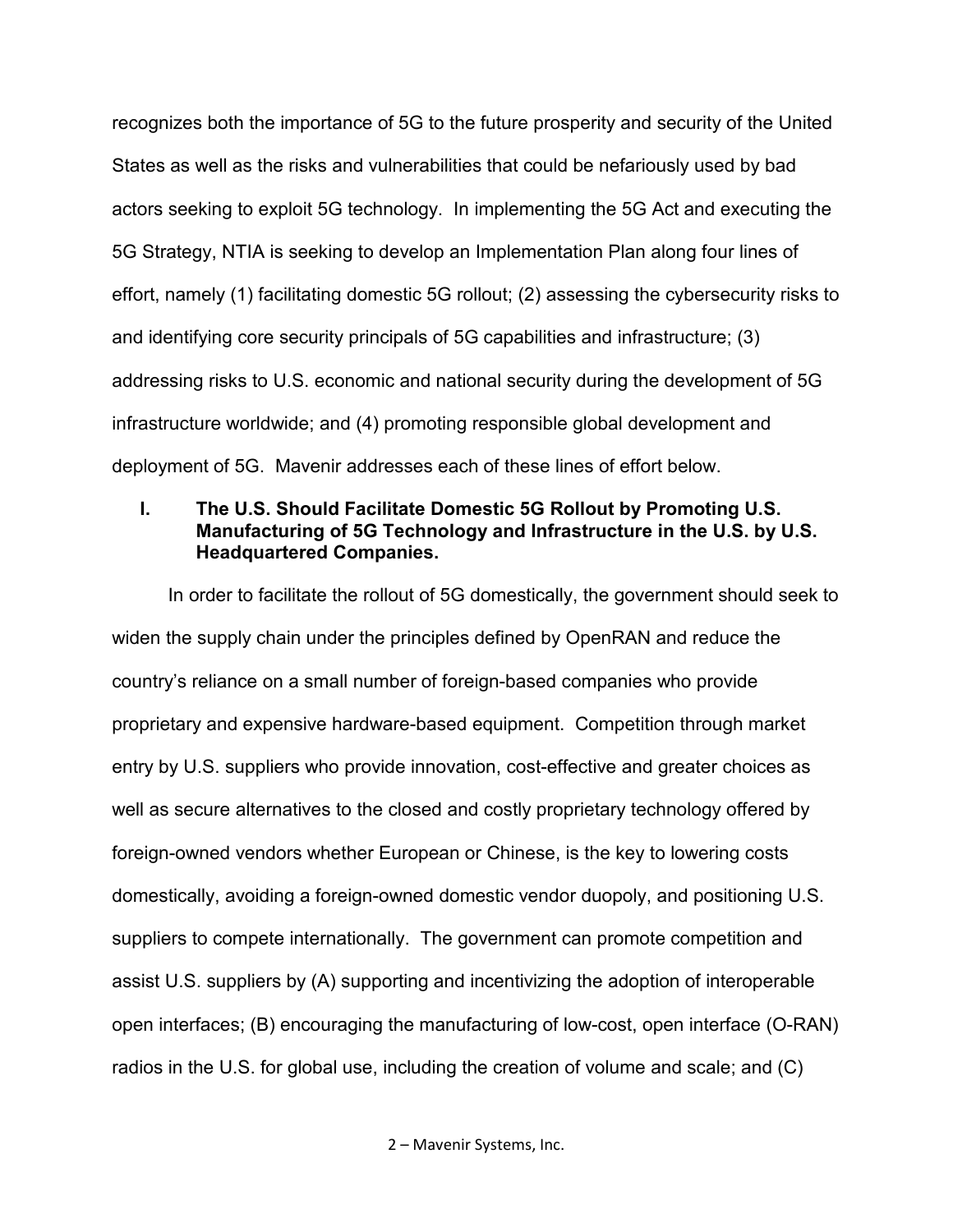recognizes both the importance of 5G to the future prosperity and security of the United States as well as the risks and vulnerabilities that could be nefariously used by bad actors seeking to exploit 5G technology. In implementing the 5G Act and executing the 5G Strategy, NTIA is seeking to develop an Implementation Plan along four lines of effort, namely (1) facilitating domestic 5G rollout; (2) assessing the cybersecurity risks to and identifying core security principals of 5G capabilities and infrastructure; (3) addressing risks to U.S. economic and national security during the development of 5G infrastructure worldwide; and (4) promoting responsible global development and deployment of 5G. Mavenir addresses each of these lines of effort below.

## I. The U.S. Should Facilitate Domestic 5G Rollout by Promoting U.S. Manufacturing of 5G Technology and Infrastructure in the U.S. by U.S. Headquartered Companies.

In order to facilitate the rollout of 5G domestically, the government should seek to widen the supply chain under the principles defined by OpenRAN and reduce the country's reliance on a small number of foreign-based companies who provide proprietary and expensive hardware-based equipment. Competition through market entry by U.S. suppliers who provide innovation, cost-effective and greater choices as well as secure alternatives to the closed and costly proprietary technology offered by foreign-owned vendors whether European or Chinese, is the key to lowering costs domestically, avoiding a foreign-owned domestic vendor duopoly, and positioning U.S. suppliers to compete internationally. The government can promote competition and assist U.S. suppliers by (A) supporting and incentivizing the adoption of interoperable open interfaces; (B) encouraging the manufacturing of low-cost, open interface (O-RAN) radios in the U.S. for global use, including the creation of volume and scale; and (C)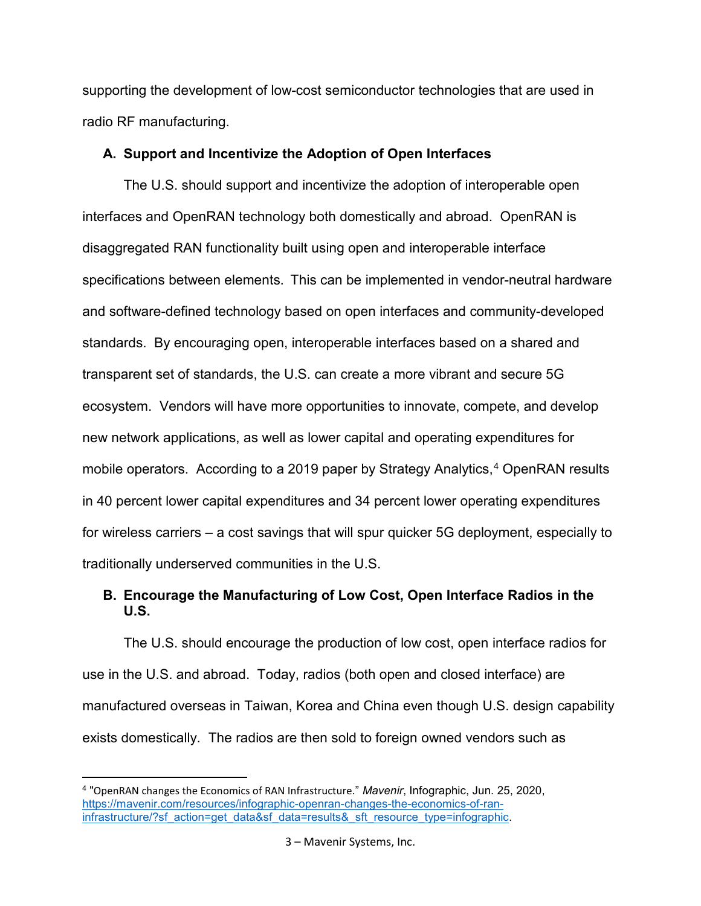supporting the development of low-cost semiconductor technologies that are used in radio RF manufacturing.

**A. Support and Incentivize the Adoption of Open Interfaces**

The U.S. should support and incentivize the adoption of interoperable open interfaces and OpenRAN technology both domestically and abroad. OpenRAN is disaggregated RAN functionality built using open and interoperable interface specifications between elements. This can be implemented in vendor-neutral hardware and software-defined technology based on open interfaces and community-developed standards. By encouraging open, interoperable interfaces based on a shared and transparent set of standards, the U.S. can create a more vibrant and secure 5G ecosystem. Vendors will have more opportunities to innovate, compete, and develop new network applications, as well as lower capital and operating expenditures for mobile operators. According to a 2019 paper by Strategy Analytics,[4] OpenRAN results in 40 percent lower capital expenditures and 34 percent lower operating expenditures for wireless carriers – a cost savings that will spur quicker 5G deployment, especially to traditionally underserved communities in the U.S.

**B. Encourage the Manufacturing of Low Cost, Open Interface Radios in the U.S.**

The U.S. should encourage the production of low cost, open interface radios for use in the U.S. and abroad. Today, radios (both open and closed interface) are manufactured overseas in Taiwan, Korea and China even though U.S. design capability exists domestically. The radios are then sold to foreign owned vendors such as

---

[4] "OpenRAN changes the Economics of RAN Infrastructure." *Mavenir*, Infographic, Jun. 25, 2020, https://mavenir.com/resources/infographic-openran-changes-the-economics-of-ran-infrastructure/?sf_action=get_data&sf_data=results&_sft_resource_type=infographic.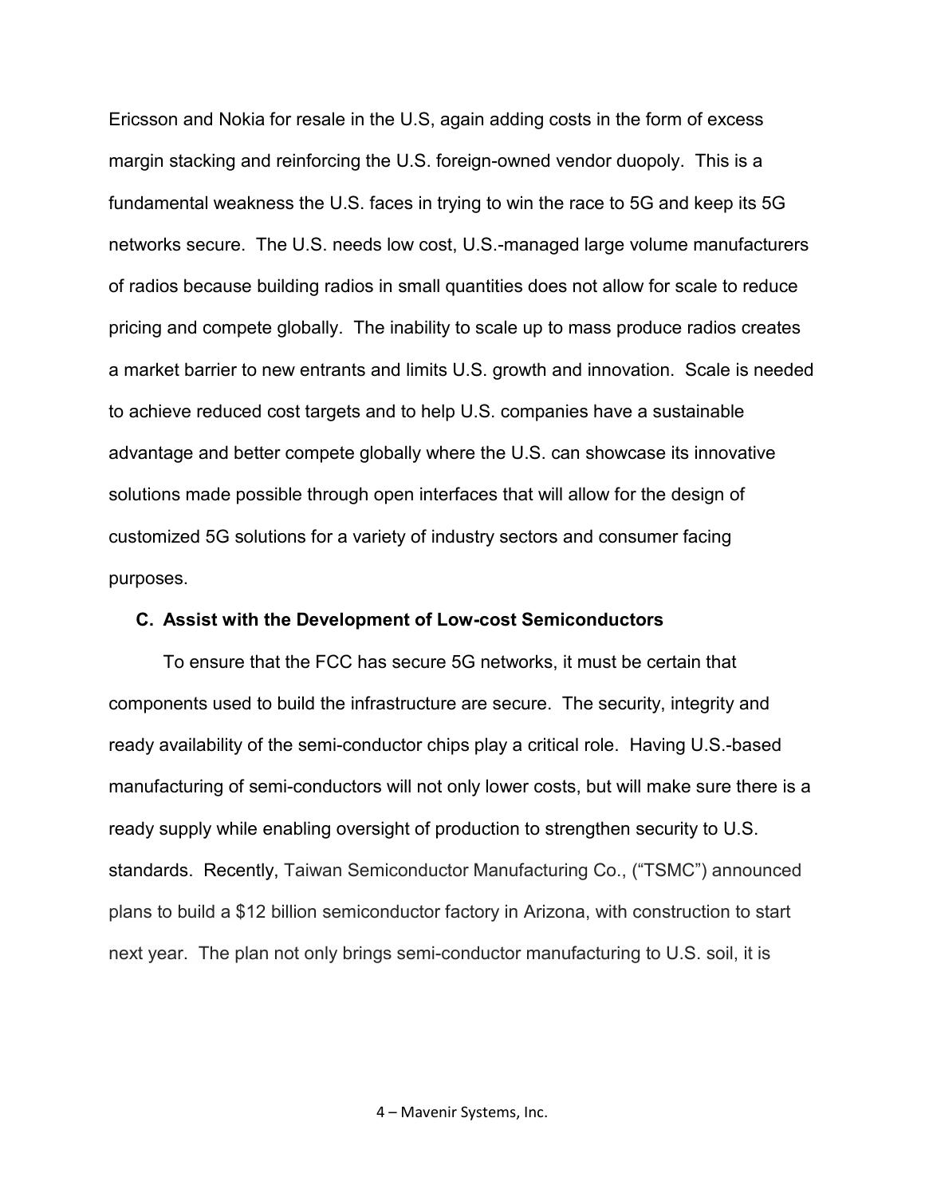Ericsson and Nokia for resale in the U.S, again adding costs in the form of excess margin stacking and reinforcing the U.S. foreign-owned vendor duopoly. This is a fundamental weakness the U.S. faces in trying to win the race to 5G and keep its 5G networks secure. The U.S. needs low cost, U.S.-managed large volume manufacturers of radios because building radios in small quantities does not allow for scale to reduce pricing and compete globally. The inability to scale up to mass produce radios creates a market barrier to new entrants and limits U.S. growth and innovation. Scale is needed to achieve reduced cost targets and to help U.S. companies have a sustainable advantage and better compete globally where the U.S. can showcase its innovative solutions made possible through open interfaces that will allow for the design of customized 5G solutions for a variety of industry sectors and consumer facing purposes.

### C. Assist with the Development of Low-cost Semiconductors

To ensure that the FCC has secure 5G networks, it must be certain that components used to build the infrastructure are secure. The security, integrity and ready availability of the semi-conductor chips play a critical role. Having U.S.-based manufacturing of semi-conductors will not only lower costs, but will make sure there is a ready supply while enabling oversight of production to strengthen security to U.S. standards. Recently, Taiwan Semiconductor Manufacturing Co., ("TSMC") announced plans to build a $12 billion semiconductor factory in Arizona, with construction to start next year. The plan not only brings semi-conductor manufacturing to U.S. soil, it is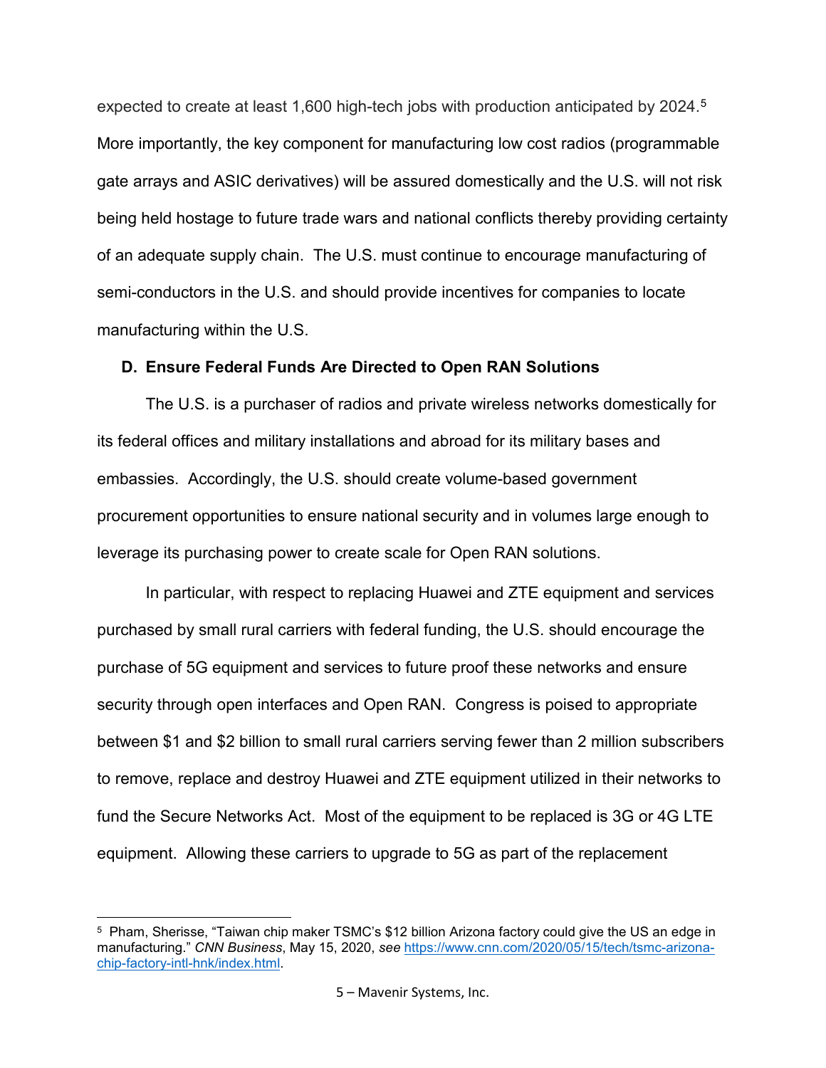expected to create at least 1,600 high-tech jobs with production anticipated by 2024.[5] More importantly, the key component for manufacturing low cost radios (programmable gate arrays and ASIC derivatives) will be assured domestically and the U.S. will not risk being held hostage to future trade wars and national conflicts thereby providing certainty of an adequate supply chain. The U.S. must continue to encourage manufacturing of semi-conductors in the U.S. and should provide incentives for companies to locate manufacturing within the U.S.

### D. Ensure Federal Funds Are Directed to Open RAN Solutions

The U.S. is a purchaser of radios and private wireless networks domestically for its federal offices and military installations and abroad for its military bases and embassies. Accordingly, the U.S. should create volume-based government procurement opportunities to ensure national security and in volumes large enough to leverage its purchasing power to create scale for Open RAN solutions.

In particular, with respect to replacing Huawei and ZTE equipment and services purchased by small rural carriers with federal funding, the U.S. should encourage the purchase of 5G equipment and services to future proof these networks and ensure security through open interfaces and Open RAN. Congress is poised to appropriate between $1 and $2 billion to small rural carriers serving fewer than 2 million subscribers to remove, replace and destroy Huawei and ZTE equipment utilized in their networks to fund the Secure Networks Act. Most of the equipment to be replaced is 3G or 4G LTE equipment. Allowing these carriers to upgrade to 5G as part of the replacement

---

[5] Pham, Sherisse, "Taiwan chip maker TSMC's $12 billion Arizona factory could give the US an edge in manufacturing." *CNN Business*, May 15, 2020, *see* https://www.cnn.com/2020/05/15/tech/tsmc-arizona-chip-factory-intl-hnk/index.html.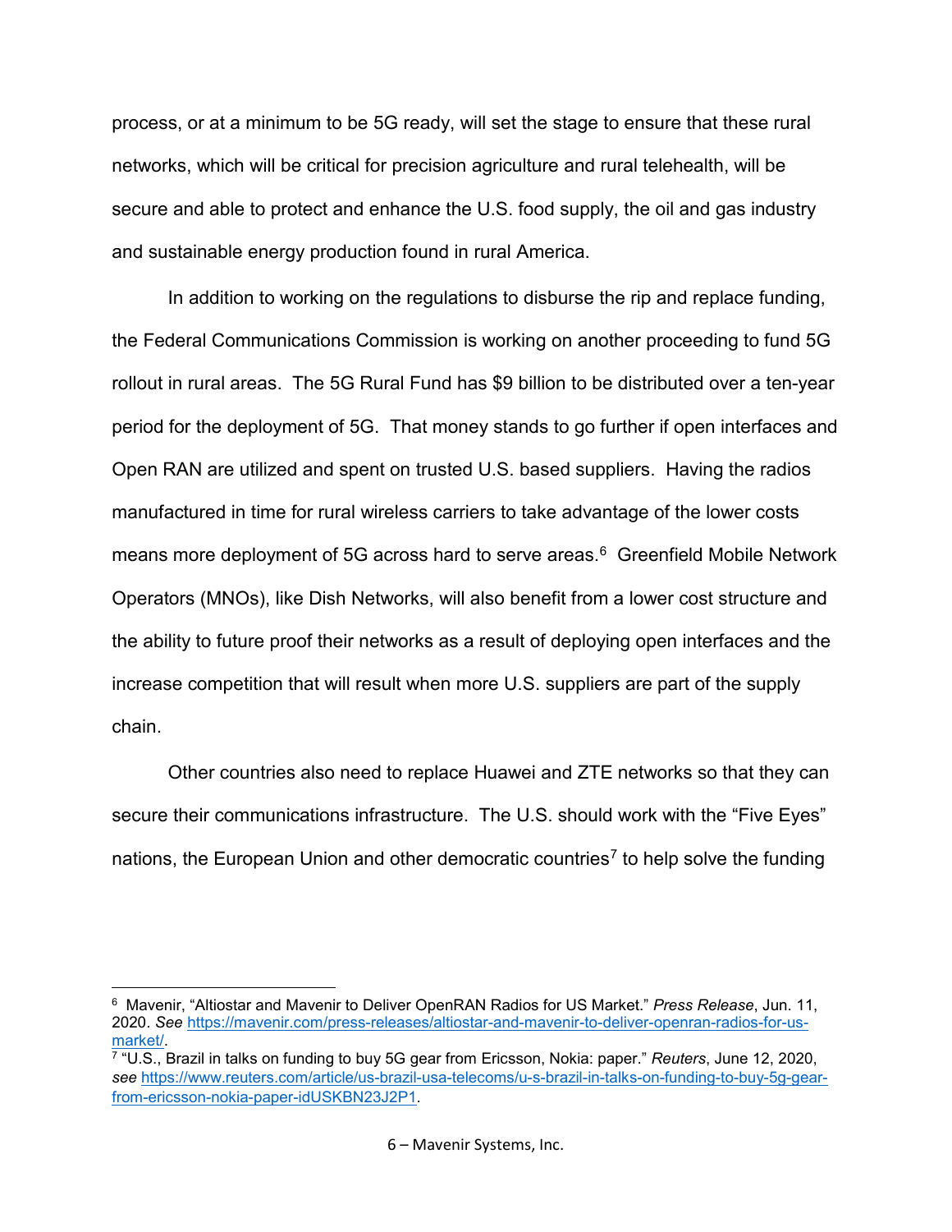process, or at a minimum to be 5G ready, will set the stage to ensure that these rural networks, which will be critical for precision agriculture and rural telehealth, will be secure and able to protect and enhance the U.S. food supply, the oil and gas industry and sustainable energy production found in rural America.

In addition to working on the regulations to disburse the rip and replace funding, the Federal Communications Commission is working on another proceeding to fund 5G rollout in rural areas. The 5G Rural Fund has $9 billion to be distributed over a ten-year period for the deployment of 5G. That money stands to go further if open interfaces and Open RAN are utilized and spent on trusted U.S. based suppliers. Having the radios manufactured in time for rural wireless carriers to take advantage of the lower costs means more deployment of 5G across hard to serve areas.[6] Greenfield Mobile Network Operators (MNOs), like Dish Networks, will also benefit from a lower cost structure and the ability to future proof their networks as a result of deploying open interfaces and the increase competition that will result when more U.S. suppliers are part of the supply chain.

Other countries also need to replace Huawei and ZTE networks so that they can secure their communications infrastructure. The U.S. should work with the "Five Eyes" nations, the European Union and other democratic countries[7] to help solve the funding

---

[6] Mavenir, "Altiostar and Mavenir to Deliver OpenRAN Radios for US Market." *Press Release*, Jun. 11, 2020. *See* https://mavenir.com/press-releases/altiostar-and-mavenir-to-deliver-openran-radios-for-us-market/.

[7] "U.S., Brazil in talks on funding to buy 5G gear from Ericsson, Nokia: paper." *Reuters*, June 12, 2020, *see* https://www.reuters.com/article/us-brazil-usa-telecoms/u-s-brazil-in-talks-on-funding-to-buy-5g-gear-from-ericsson-nokia-paper-idUSKBN23J2P1.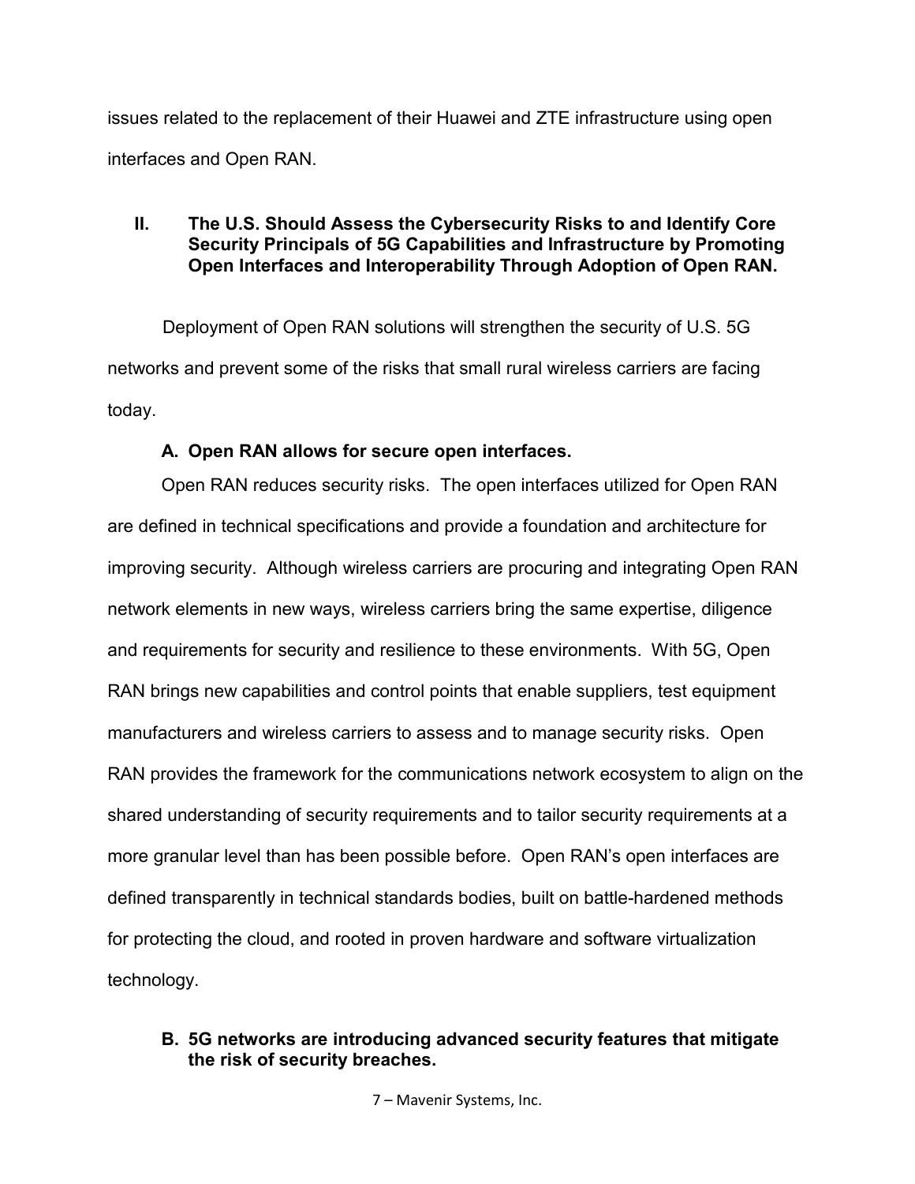issues related to the replacement of their Huawei and ZTE infrastructure using open interfaces and Open RAN.

## II. The U.S. Should Assess the Cybersecurity Risks to and Identify Core Security Principals of 5G Capabilities and Infrastructure by Promoting Open Interfaces and Interoperability Through Adoption of Open RAN.

Deployment of Open RAN solutions will strengthen the security of U.S. 5G networks and prevent some of the risks that small rural wireless carriers are facing today.

### A. Open RAN allows for secure open interfaces.

Open RAN reduces security risks. The open interfaces utilized for Open RAN are defined in technical specifications and provide a foundation and architecture for improving security. Although wireless carriers are procuring and integrating Open RAN network elements in new ways, wireless carriers bring the same expertise, diligence and requirements for security and resilience to these environments. With 5G, Open RAN brings new capabilities and control points that enable suppliers, test equipment manufacturers and wireless carriers to assess and to manage security risks. Open RAN provides the framework for the communications network ecosystem to align on the shared understanding of security requirements and to tailor security requirements at a more granular level than has been possible before. Open RAN's open interfaces are defined transparently in technical standards bodies, built on battle-hardened methods for protecting the cloud, and rooted in proven hardware and software virtualization technology.

### B. 5G networks are introducing advanced security features that mitigate the risk of security breaches.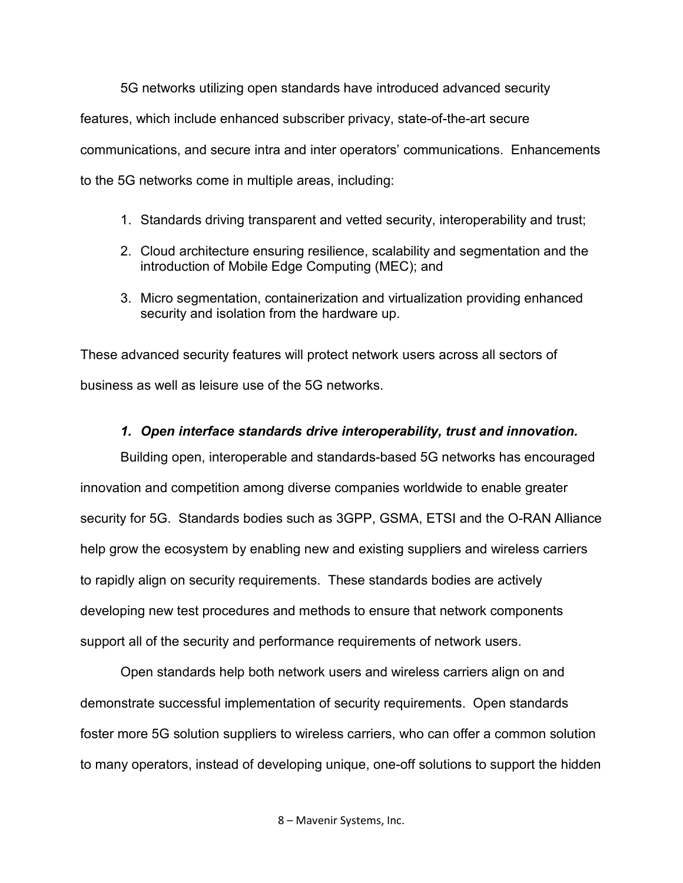5G networks utilizing open standards have introduced advanced security features, which include enhanced subscriber privacy, state-of-the-art secure communications, and secure intra and inter operators' communications. Enhancements to the 5G networks come in multiple areas, including:

1. Standards driving transparent and vetted security, interoperability and trust;
2. Cloud architecture ensuring resilience, scalability and segmentation and the introduction of Mobile Edge Computing (MEC); and
3. Micro segmentation, containerization and virtualization providing enhanced security and isolation from the hardware up.

These advanced security features will protect network users across all sectors of business as well as leisure use of the 5G networks.

### *1. Open interface standards drive interoperability, trust and innovation.*

Building open, interoperable and standards-based 5G networks has encouraged innovation and competition among diverse companies worldwide to enable greater security for 5G. Standards bodies such as 3GPP, GSMA, ETSI and the O-RAN Alliance help grow the ecosystem by enabling new and existing suppliers and wireless carriers to rapidly align on security requirements. These standards bodies are actively developing new test procedures and methods to ensure that network components support all of the security and performance requirements of network users.

Open standards help both network users and wireless carriers align on and demonstrate successful implementation of security requirements. Open standards foster more 5G solution suppliers to wireless carriers, who can offer a common solution to many operators, instead of developing unique, one-off solutions to support the hidden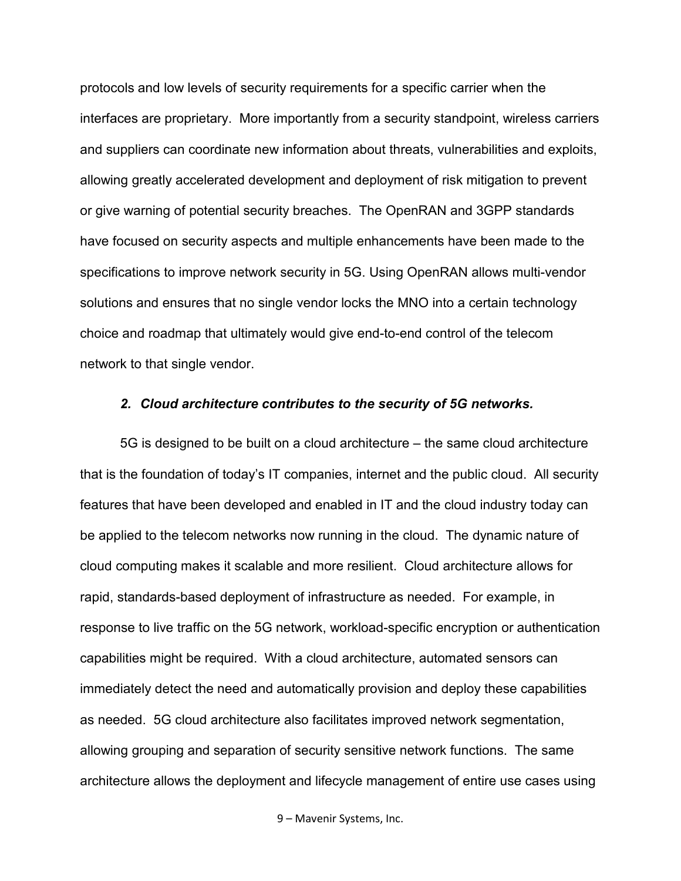protocols and low levels of security requirements for a specific carrier when the interfaces are proprietary. More importantly from a security standpoint, wireless carriers and suppliers can coordinate new information about threats, vulnerabilities and exploits, allowing greatly accelerated development and deployment of risk mitigation to prevent or give warning of potential security breaches. The OpenRAN and 3GPP standards have focused on security aspects and multiple enhancements have been made to the specifications to improve network security in 5G. Using OpenRAN allows multi-vendor solutions and ensures that no single vendor locks the MNO into a certain technology choice and roadmap that ultimately would give end-to-end control of the telecom network to that single vendor.

### *2. Cloud architecture contributes to the security of 5G networks.*

5G is designed to be built on a cloud architecture – the same cloud architecture that is the foundation of today's IT companies, internet and the public cloud. All security features that have been developed and enabled in IT and the cloud industry today can be applied to the telecom networks now running in the cloud. The dynamic nature of cloud computing makes it scalable and more resilient. Cloud architecture allows for rapid, standards-based deployment of infrastructure as needed. For example, in response to live traffic on the 5G network, workload-specific encryption or authentication capabilities might be required. With a cloud architecture, automated sensors can immediately detect the need and automatically provision and deploy these capabilities as needed. 5G cloud architecture also facilitates improved network segmentation, allowing grouping and separation of security sensitive network functions. The same architecture allows the deployment and lifecycle management of entire use cases using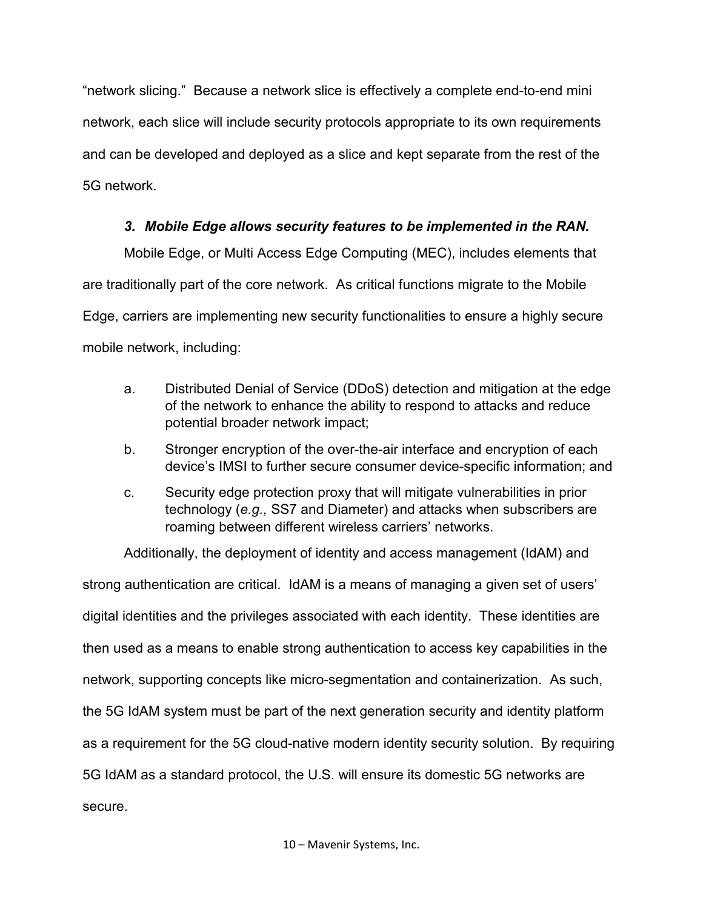"network slicing." Because a network slice is effectively a complete end-to-end mini network, each slice will include security protocols appropriate to its own requirements and can be developed and deployed as a slice and kept separate from the rest of the 5G network.

### *3. Mobile Edge allows security features to be implemented in the RAN.*

Mobile Edge, or Multi Access Edge Computing (MEC), includes elements that are traditionally part of the core network. As critical functions migrate to the Mobile Edge, carriers are implementing new security functionalities to ensure a highly secure mobile network, including:

a. Distributed Denial of Service (DDoS) detection and mitigation at the edge of the network to enhance the ability to respond to attacks and reduce potential broader network impact;

b. Stronger encryption of the over-the-air interface and encryption of each device's IMSI to further secure consumer device-specific information; and

c. Security edge protection proxy that will mitigate vulnerabilities in prior technology (*e.g.,* SS7 and Diameter) and attacks when subscribers are roaming between different wireless carriers' networks.

Additionally, the deployment of identity and access management (IdAM) and strong authentication are critical. IdAM is a means of managing a given set of users' digital identities and the privileges associated with each identity. These identities are then used as a means to enable strong authentication to access key capabilities in the network, supporting concepts like micro-segmentation and containerization. As such, the 5G IdAM system must be part of the next generation security and identity platform as a requirement for the 5G cloud-native modern identity security solution. By requiring 5G IdAM as a standard protocol, the U.S. will ensure its domestic 5G networks are secure.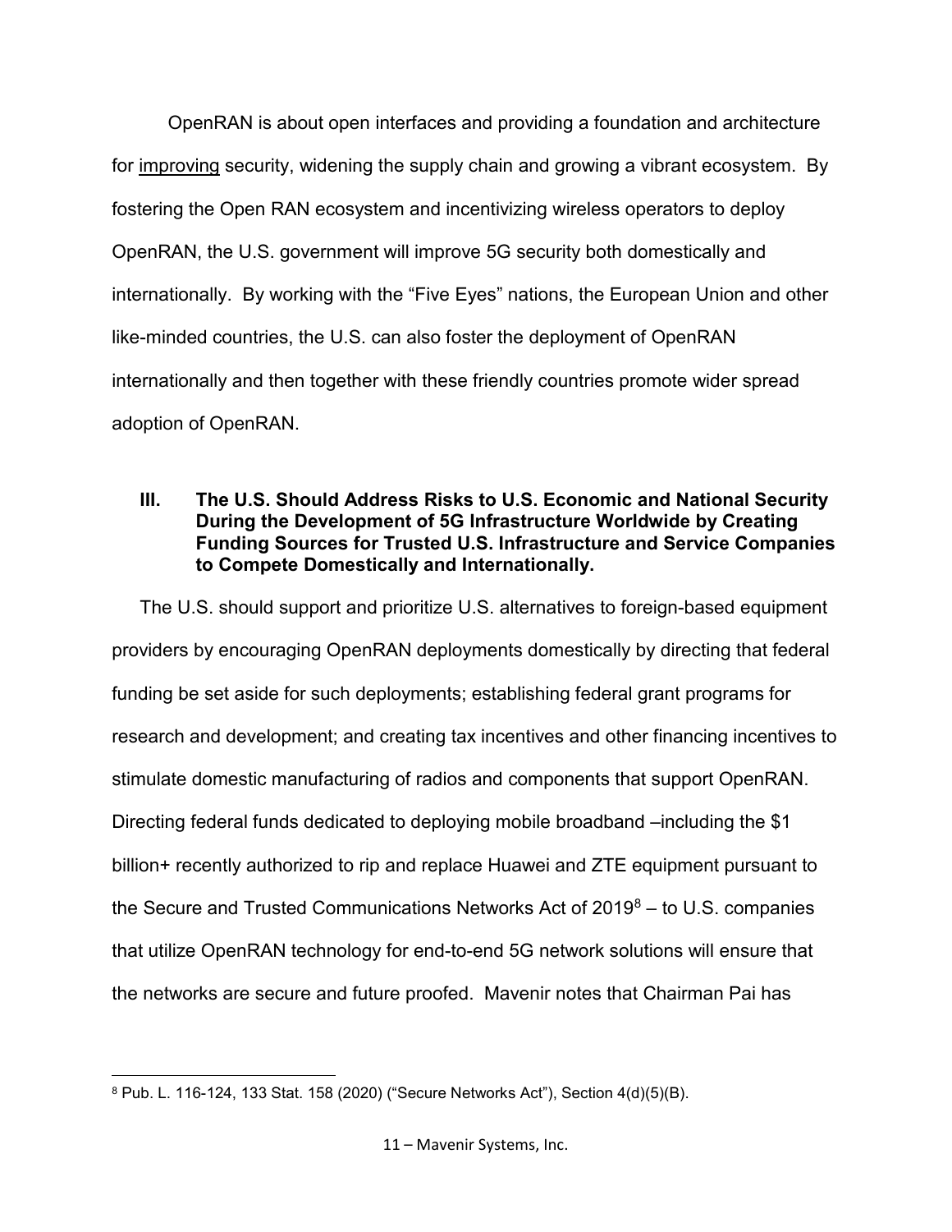OpenRAN is about open interfaces and providing a foundation and architecture for <u>improving</u> security, widening the supply chain and growing a vibrant ecosystem. By fostering the Open RAN ecosystem and incentivizing wireless operators to deploy OpenRAN, the U.S. government will improve 5G security both domestically and internationally. By working with the "Five Eyes" nations, the European Union and other like-minded countries, the U.S. can also foster the deployment of OpenRAN internationally and then together with these friendly countries promote wider spread adoption of OpenRAN.

## III. The U.S. Should Address Risks to U.S. Economic and National Security During the Development of 5G Infrastructure Worldwide by Creating Funding Sources for Trusted U.S. Infrastructure and Service Companies to Compete Domestically and Internationally.

The U.S. should support and prioritize U.S. alternatives to foreign-based equipment providers by encouraging OpenRAN deployments domestically by directing that federal funding be set aside for such deployments; establishing federal grant programs for research and development; and creating tax incentives and other financing incentives to stimulate domestic manufacturing of radios and components that support OpenRAN. Directing federal funds dedicated to deploying mobile broadband –including the $1 billion+ recently authorized to rip and replace Huawei and ZTE equipment pursuant to the Secure and Trusted Communications Networks Act of 2019[8] – to U.S. companies that utilize OpenRAN technology for end-to-end 5G network solutions will ensure that the networks are secure and future proofed. Mavenir notes that Chairman Pai has

---

[8] Pub. L. 116-124, 133 Stat. 158 (2020) ("Secure Networks Act"), Section 4(d)(5)(B).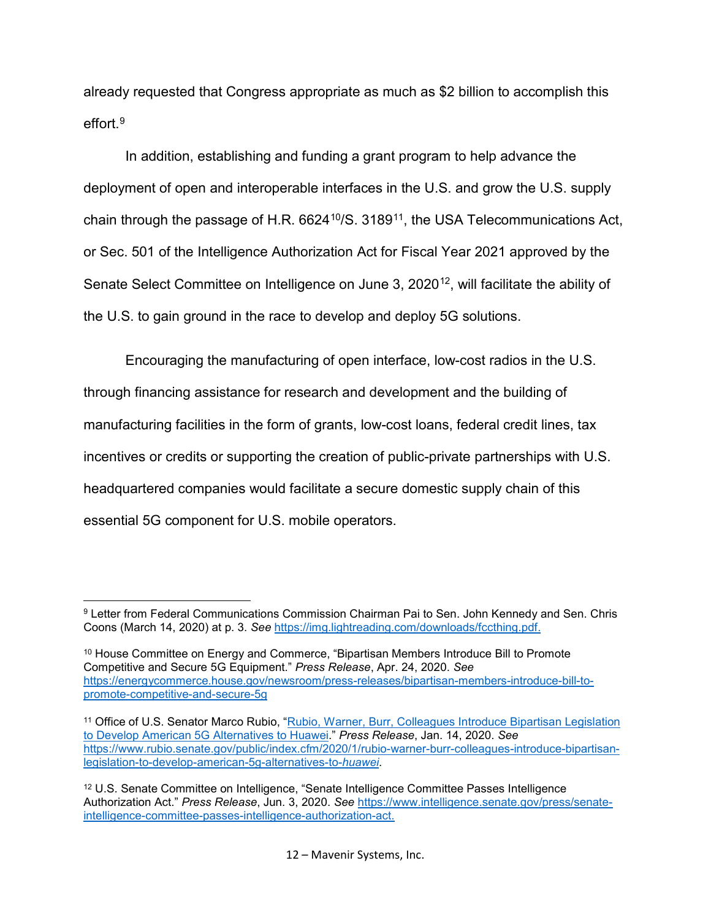already requested that Congress appropriate as much as $2 billion to accomplish this effort.[9]

In addition, establishing and funding a grant program to help advance the deployment of open and interoperable interfaces in the U.S. and grow the U.S. supply chain through the passage of H.R. 6624[10]/S. 3189[11], the USA Telecommunications Act, or Sec. 501 of the Intelligence Authorization Act for Fiscal Year 2021 approved by the Senate Select Committee on Intelligence on June 3, 2020[12], will facilitate the ability of the U.S. to gain ground in the race to develop and deploy 5G solutions.

Encouraging the manufacturing of open interface, low-cost radios in the U.S. through financing assistance for research and development and the building of manufacturing facilities in the form of grants, low-cost loans, federal credit lines, tax incentives or credits or supporting the creation of public-private partnerships with U.S. headquartered companies would facilitate a secure domestic supply chain of this essential 5G component for U.S. mobile operators.

---

[9] Letter from Federal Communications Commission Chairman Pai to Sen. John Kennedy and Sen. Chris Coons (March 14, 2020) at p. 3. *See* https://img.lightreading.com/downloads/fccthing.pdf.

[10] House Committee on Energy and Commerce, "Bipartisan Members Introduce Bill to Promote Competitive and Secure 5G Equipment." *Press Release*, Apr. 24, 2020. *See* https://energycommerce.house.gov/newsroom/press-releases/bipartisan-members-introduce-bill-to-promote-competitive-and-secure-5g

[11] Office of U.S. Senator Marco Rubio, "Rubio, Warner, Burr, Colleagues Introduce Bipartisan Legislation to Develop American 5G Alternatives to Huawei." *Press Release*, Jan. 14, 2020. *See* https://www.rubio.senate.gov/public/index.cfm/2020/1/rubio-warner-burr-colleagues-introduce-bipartisan-legislation-to-develop-american-5g-alternatives-to-*huawei*.

[12] U.S. Senate Committee on Intelligence, "Senate Intelligence Committee Passes Intelligence Authorization Act." *Press Release*, Jun. 3, 2020. *See* https://www.intelligence.senate.gov/press/senate-intelligence-committee-passes-intelligence-authorization-act.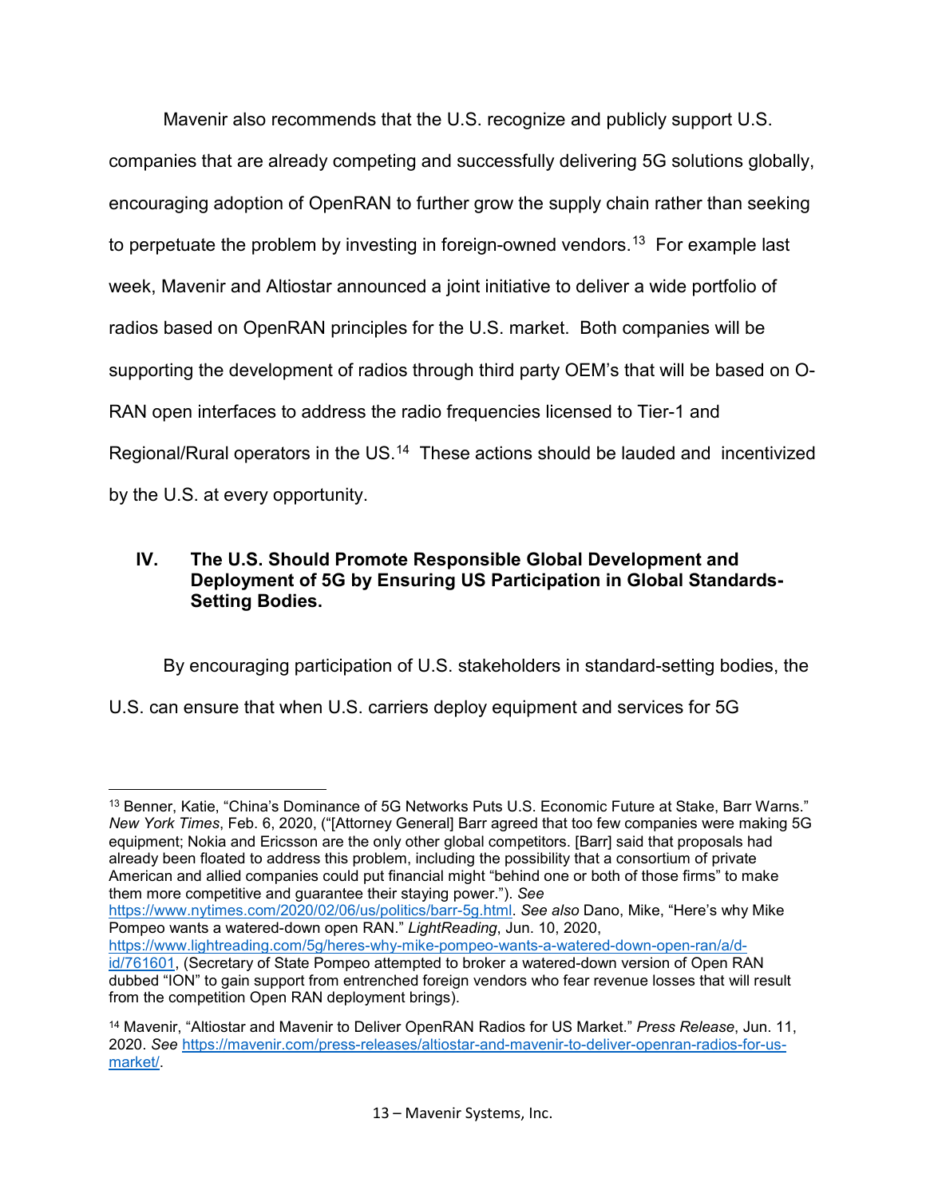Mavenir also recommends that the U.S. recognize and publicly support U.S. companies that are already competing and successfully delivering 5G solutions globally, encouraging adoption of OpenRAN to further grow the supply chain rather than seeking to perpetuate the problem by investing in foreign-owned vendors.[13] For example last week, Mavenir and Altiostar announced a joint initiative to deliver a wide portfolio of radios based on OpenRAN principles for the U.S. market. Both companies will be supporting the development of radios through third party OEM's that will be based on O-RAN open interfaces to address the radio frequencies licensed to Tier-1 and Regional/Rural operators in the US.[14] These actions should be lauded and incentivized by the U.S. at every opportunity.

## IV. The U.S. Should Promote Responsible Global Development and Deployment of 5G by Ensuring US Participation in Global Standards-Setting Bodies.

By encouraging participation of U.S. stakeholders in standard-setting bodies, the U.S. can ensure that when U.S. carriers deploy equipment and services for 5G

---

[13] Benner, Katie, "China's Dominance of 5G Networks Puts U.S. Economic Future at Stake, Barr Warns." *New York Times*, Feb. 6, 2020, ("[Attorney General] Barr agreed that too few companies were making 5G equipment; Nokia and Ericsson are the only other global competitors. [Barr] said that proposals had already been floated to address this problem, including the possibility that a consortium of private American and allied companies could put financial might "behind one or both of those firms" to make them more competitive and guarantee their staying power."). *See* https://www.nytimes.com/2020/02/06/us/politics/barr-5g.html. *See also* Dano, Mike, "Here's why Mike Pompeo wants a watered-down open RAN." *LightReading*, Jun. 10, 2020, https://www.lightreading.com/5g/heres-why-mike-pompeo-wants-a-watered-down-open-ran/a/d-id/761601, (Secretary of State Pompeo attempted to broker a watered-down version of Open RAN dubbed "ION" to gain support from entrenched foreign vendors who fear revenue losses that will result from the competition Open RAN deployment brings).

[14] Mavenir, "Altiostar and Mavenir to Deliver OpenRAN Radios for US Market." *Press Release*, Jun. 11, 2020. *See* https://mavenir.com/press-releases/altiostar-and-mavenir-to-deliver-openran-radios-for-us-market/.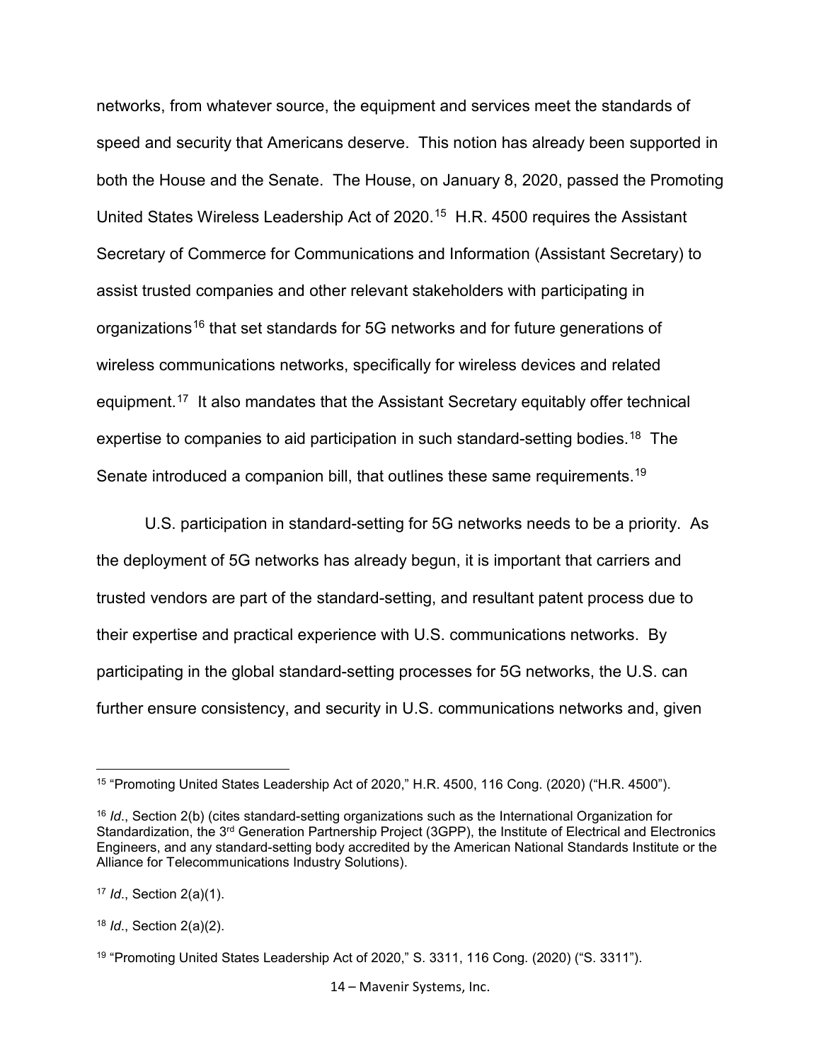networks, from whatever source, the equipment and services meet the standards of speed and security that Americans deserve. This notion has already been supported in both the House and the Senate. The House, on January 8, 2020, passed the Promoting United States Wireless Leadership Act of 2020.[15] H.R. 4500 requires the Assistant Secretary of Commerce for Communications and Information (Assistant Secretary) to assist trusted companies and other relevant stakeholders with participating in organizations[16] that set standards for 5G networks and for future generations of wireless communications networks, specifically for wireless devices and related equipment.[17] It also mandates that the Assistant Secretary equitably offer technical expertise to companies to aid participation in such standard-setting bodies.[18] The Senate introduced a companion bill, that outlines these same requirements.[19]

U.S. participation in standard-setting for 5G networks needs to be a priority. As the deployment of 5G networks has already begun, it is important that carriers and trusted vendors are part of the standard-setting, and resultant patent process due to their expertise and practical experience with U.S. communications networks. By participating in the global standard-setting processes for 5G networks, the U.S. can further ensure consistency, and security in U.S. communications networks and, given

---

[15] "Promoting United States Leadership Act of 2020," H.R. 4500, 116 Cong. (2020) ("H.R. 4500").

[16] *Id*., Section 2(b) (cites standard-setting organizations such as the International Organization for Standardization, the 3rd Generation Partnership Project (3GPP), the Institute of Electrical and Electronics Engineers, and any standard-setting body accredited by the American National Standards Institute or the Alliance for Telecommunications Industry Solutions).

[17] *Id*., Section 2(a)(1).

[18] *Id*., Section 2(a)(2).

[19] "Promoting United States Leadership Act of 2020," S. 3311, 116 Cong. (2020) ("S. 3311").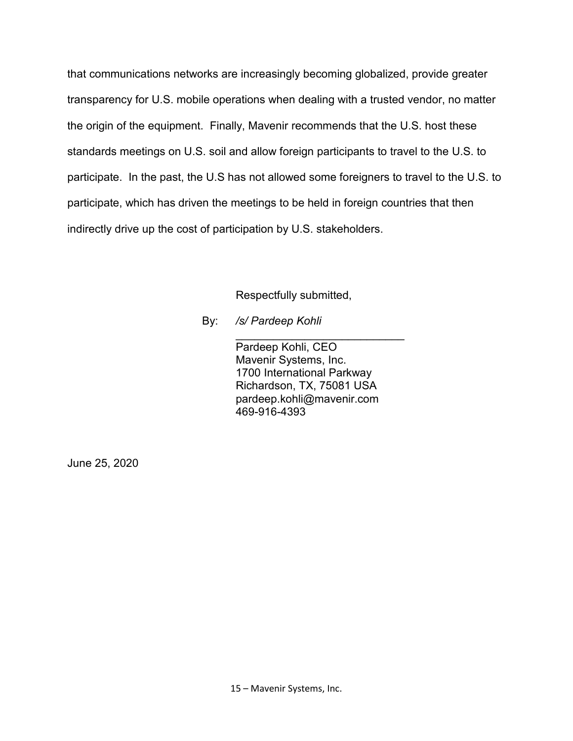that communications networks are increasingly becoming globalized, provide greater transparency for U.S. mobile operations when dealing with a trusted vendor, no matter the origin of the equipment. Finally, Mavenir recommends that the U.S. host these standards meetings on U.S. soil and allow foreign participants to travel to the U.S. to participate. In the past, the U.S has not allowed some foreigners to travel to the U.S. to participate, which has driven the meetings to be held in foreign countries that then indirectly drive up the cost of participation by U.S. stakeholders.

Respectfully submitted,

By: */s/ Pardeep Kohli*

\_\_\_\_\_\_\_\_\_\_\_\_\_\_\_\_\_\_\_\_\_\_\_\_\_\_\_\_

Pardeep Kohli, CEO
Mavenir Systems, Inc.
1700 International Parkway
Richardson, TX, 75081 USA
pardeep.kohli@mavenir.com
469-916-4393

June 25, 2020